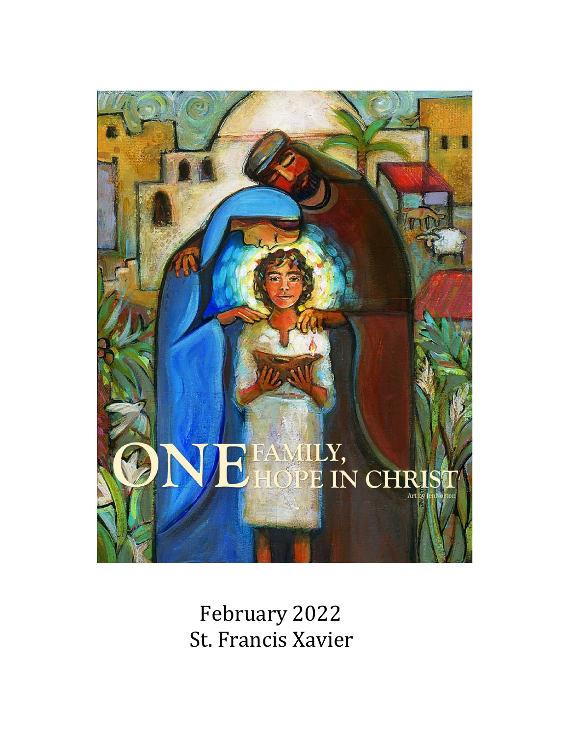ONE FAMILY, HOPE IN CHRIST

Art by JenNorton

February 2022
St. Francis Xavier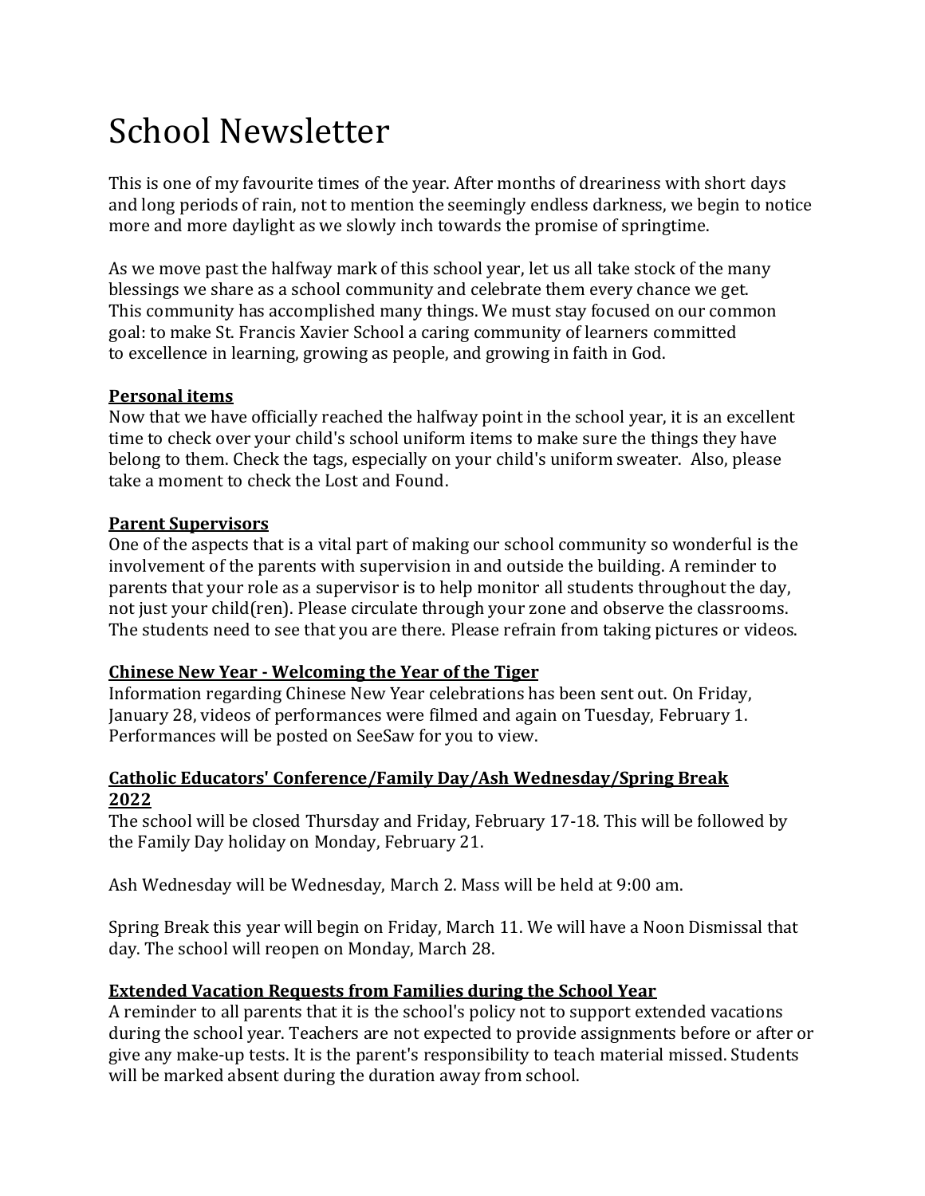# School Newsletter

This is one of my favourite times of the year. After months of dreariness with short days and long periods of rain, not to mention the seemingly endless darkness, we begin to notice more and more daylight as we slowly inch towards the promise of springtime.

As we move past the halfway mark of this school year, let us all take stock of the many blessings we share as a school community and celebrate them every chance we get. This community has accomplished many things. We must stay focused on our common goal: to make St. Francis Xavier School a caring community of learners committed to excellence in learning, growing as people, and growing in faith in God.

**Personal items**

Now that we have officially reached the halfway point in the school year, it is an excellent time to check over your child's school uniform items to make sure the things they have belong to them. Check the tags, especially on your child's uniform sweater. Also, please take a moment to check the Lost and Found.

**Parent Supervisors**

One of the aspects that is a vital part of making our school community so wonderful is the involvement of the parents with supervision in and outside the building. A reminder to parents that your role as a supervisor is to help monitor all students throughout the day, not just your child(ren). Please circulate through your zone and observe the classrooms. The students need to see that you are there. Please refrain from taking pictures or videos.

**Chinese New Year - Welcoming the Year of the Tiger**

Information regarding Chinese New Year celebrations has been sent out. On Friday, January 28, videos of performances were filmed and again on Tuesday, February 1. Performances will be posted on SeeSaw for you to view.

**Catholic Educators' Conference/Family Day/Ash Wednesday/Spring Break 2022**

The school will be closed Thursday and Friday, February 17-18. This will be followed by the Family Day holiday on Monday, February 21.

Ash Wednesday will be Wednesday, March 2. Mass will be held at 9:00 am.

Spring Break this year will begin on Friday, March 11. We will have a Noon Dismissal that day. The school will reopen on Monday, March 28.

**Extended Vacation Requests from Families during the School Year**

A reminder to all parents that it is the school's policy not to support extended vacations during the school year. Teachers are not expected to provide assignments before or after or give any make-up tests. It is the parent's responsibility to teach material missed. Students will be marked absent during the duration away from school.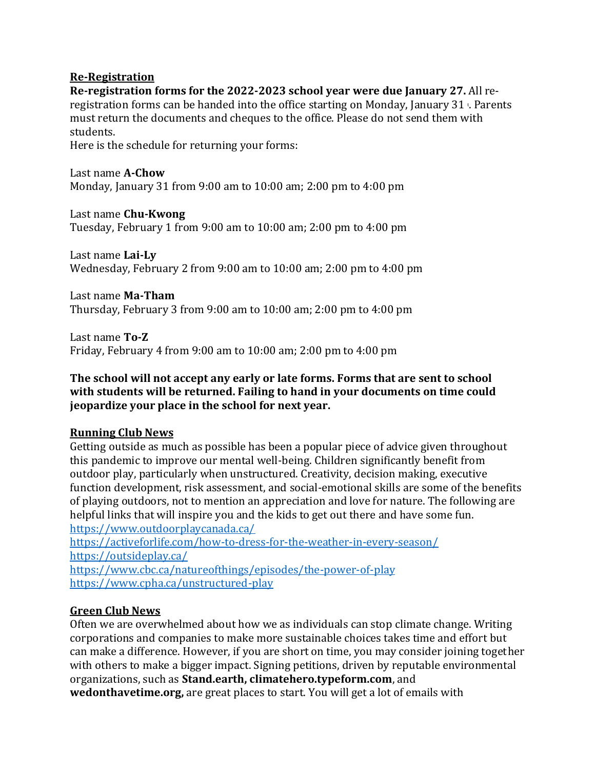**Re-Registration**

**Re-registration forms for the 2022-2023 school year were due January 27.** All re-registration forms can be handed into the office starting on Monday, January 31. Parents must return the documents and cheques to the office. Please do not send them with students.

Here is the schedule for returning your forms:

Last name **A-Chow**
Monday, January 31 from 9:00 am to 10:00 am; 2:00 pm to 4:00 pm

Last name **Chu-Kwong**
Tuesday, February 1 from 9:00 am to 10:00 am; 2:00 pm to 4:00 pm

Last name **Lai-Ly**
Wednesday, February 2 from 9:00 am to 10:00 am; 2:00 pm to 4:00 pm

Last name **Ma-Tham**
Thursday, February 3 from 9:00 am to 10:00 am; 2:00 pm to 4:00 pm

Last name **To-Z**
Friday, February 4 from 9:00 am to 10:00 am; 2:00 pm to 4:00 pm

**The school will not accept any early or late forms. Forms that are sent to school with students will be returned. Failing to hand in your documents on time could jeopardize your place in the school for next year.**

**Running Club News**

Getting outside as much as possible has been a popular piece of advice given throughout this pandemic to improve our mental well-being. Children significantly benefit from outdoor play, particularly when unstructured. Creativity, decision making, executive function development, risk assessment, and social-emotional skills are some of the benefits of playing outdoors, not to mention an appreciation and love for nature. The following are helpful links that will inspire you and the kids to get out there and have some fun.

https://www.outdoorplaycanada.ca/
https://activeforlife.com/how-to-dress-for-the-weather-in-every-season/
https://outsideplay.ca/
https://www.cbc.ca/natureofthings/episodes/the-power-of-play
https://www.cpha.ca/unstructured-play

**Green Club News**

Often we are overwhelmed about how we as individuals can stop climate change. Writing corporations and companies to make more sustainable choices takes time and effort but can make a difference. However, if you are short on time, you may consider joining together with others to make a bigger impact. Signing petitions, driven by reputable environmental organizations, such as **Stand.earth, climatehero.typeform.com**, and **wedonthavetime.org,** are great places to start. You will get a lot of emails with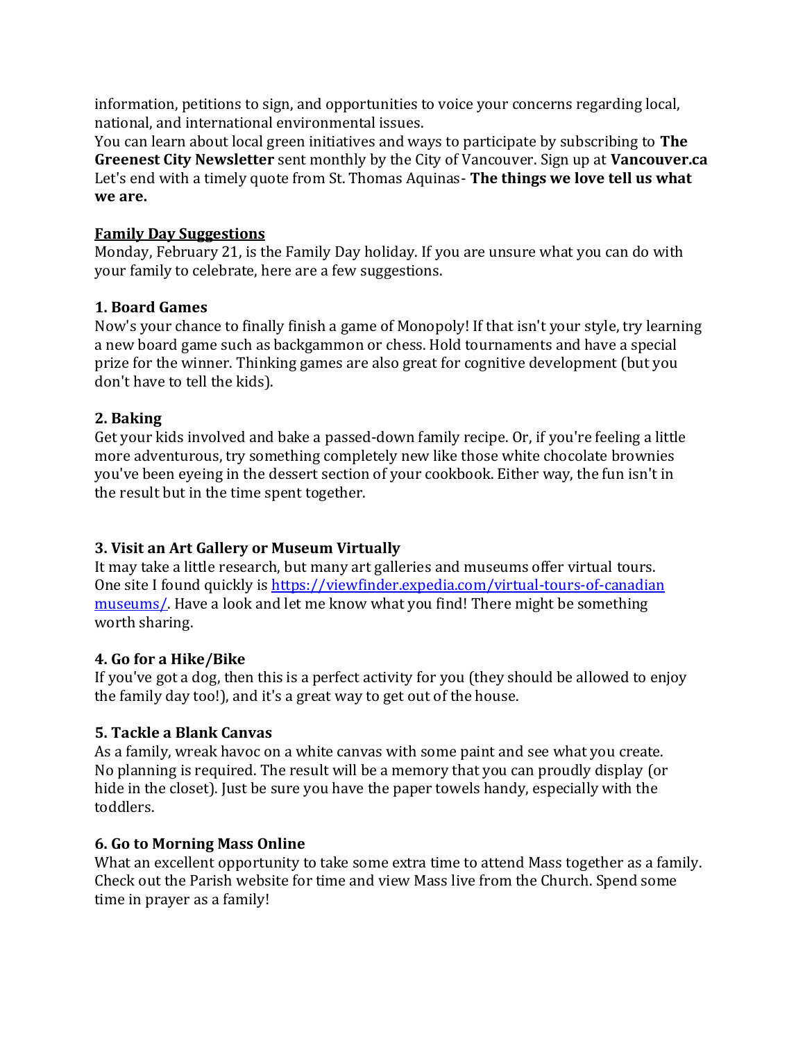information, petitions to sign, and opportunities to voice your concerns regarding local, national, and international environmental issues.

You can learn about local green initiatives and ways to participate by subscribing to **The Greenest City Newsletter** sent monthly by the City of Vancouver. Sign up at **Vancouver.ca**

Let's end with a timely quote from St. Thomas Aquinas- **The things we love tell us what we are.**

## Family Day Suggestions

Monday, February 21, is the Family Day holiday. If you are unsure what you can do with your family to celebrate, here are a few suggestions.

### 1. Board Games

Now's your chance to finally finish a game of Monopoly! If that isn't your style, try learning a new board game such as backgammon or chess. Hold tournaments and have a special prize for the winner. Thinking games are also great for cognitive development (but you don't have to tell the kids).

### 2. Baking

Get your kids involved and bake a passed-down family recipe. Or, if you're feeling a little more adventurous, try something completely new like those white chocolate brownies you've been eyeing in the dessert section of your cookbook. Either way, the fun isn't in the result but in the time spent together.

### 3. Visit an Art Gallery or Museum Virtually

It may take a little research, but many art galleries and museums offer virtual tours. One site I found quickly is https://viewfinder.expedia.com/virtual-tours-of-canadian museums/. Have a look and let me know what you find! There might be something worth sharing.

### 4. Go for a Hike/Bike

If you've got a dog, then this is a perfect activity for you (they should be allowed to enjoy the family day too!), and it's a great way to get out of the house.

### 5. Tackle a Blank Canvas

As a family, wreak havoc on a white canvas with some paint and see what you create. No planning is required. The result will be a memory that you can proudly display (or hide in the closet). Just be sure you have the paper towels handy, especially with the toddlers.

### 6. Go to Morning Mass Online

What an excellent opportunity to take some extra time to attend Mass together as a family. Check out the Parish website for time and view Mass live from the Church. Spend some time in prayer as a family!